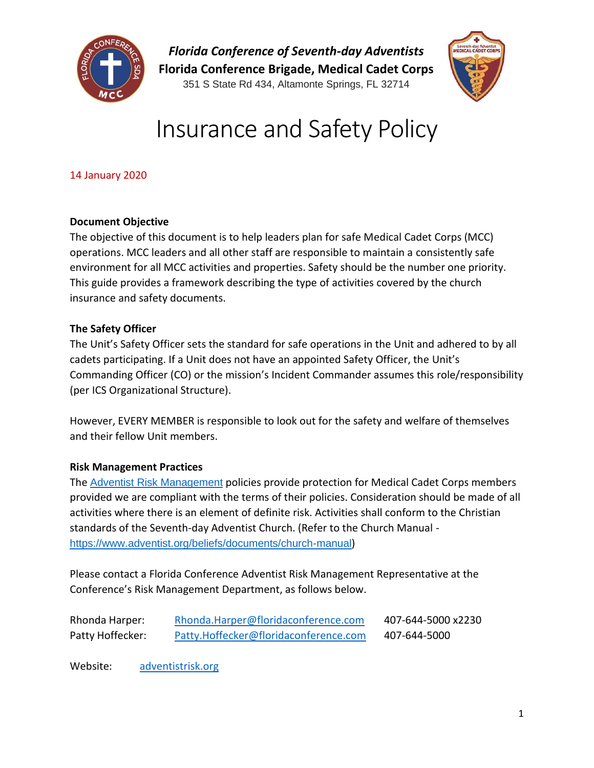***Florida Conference of Seventh-day Adventists***
**Florida Conference Brigade, Medical Cadet Corps**
351 S State Rd 434, Altamonte Springs, FL 32714

# Insurance and Safety Policy

14 January 2020

**Document Objective**

The objective of this document is to help leaders plan for safe Medical Cadet Corps (MCC) operations. MCC leaders and all other staff are responsible to maintain a consistently safe environment for all MCC activities and properties. Safety should be the number one priority. This guide provides a framework describing the type of activities covered by the church insurance and safety documents.

**The Safety Officer**

The Unit's Safety Officer sets the standard for safe operations in the Unit and adhered to by all cadets participating. If a Unit does not have an appointed Safety Officer, the Unit's Commanding Officer (CO) or the mission's Incident Commander assumes this role/responsibility (per ICS Organizational Structure).

However, EVERY MEMBER is responsible to look out for the safety and welfare of themselves and their fellow Unit members.

**Risk Management Practices**

The Adventist Risk Management policies provide protection for Medical Cadet Corps members provided we are compliant with the terms of their policies. Consideration should be made of all activities where there is an element of definite risk. Activities shall conform to the Christian standards of the Seventh-day Adventist Church. (Refer to the Church Manual - https://www.adventist.org/beliefs/documents/church-manual)

Please contact a Florida Conference Adventist Risk Management Representative at the Conference's Risk Management Department, as follows below.

| | | |
|---|---|---|
| Rhonda Harper: | Rhonda.Harper@floridaconference.com | 407-644-5000 x2230 |
| Patty Hoffecker: | Patty.Hoffecker@floridaconference.com | 407-644-5000 |

Website: adventistrisk.org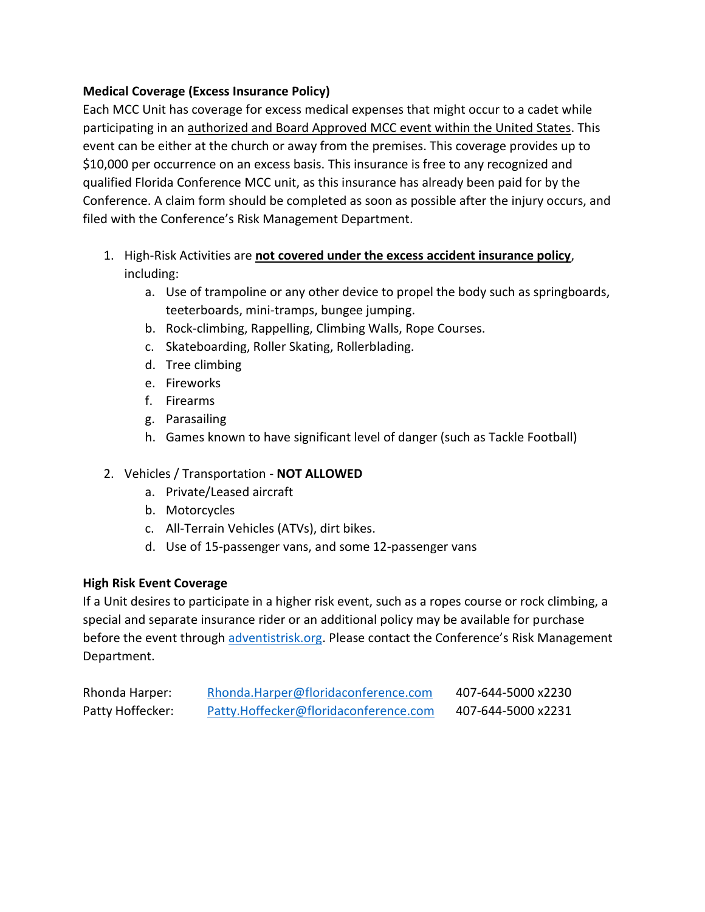**Medical Coverage (Excess Insurance Policy)**

Each MCC Unit has coverage for excess medical expenses that might occur to a cadet while participating in an <u>authorized and Board Approved MCC event within the United States</u>. This event can be either at the church or away from the premises. This coverage provides up to $10,000 per occurrence on an excess basis. This insurance is free to any recognized and qualified Florida Conference MCC unit, as this insurance has already been paid for by the Conference. A claim form should be completed as soon as possible after the injury occurs, and filed with the Conference's Risk Management Department.

1. High-Risk Activities are **<u>not covered under the excess accident insurance policy</u>**, including:
   a. Use of trampoline or any other device to propel the body such as springboards, teeterboards, mini-tramps, bungee jumping.
   b. Rock-climbing, Rappelling, Climbing Walls, Rope Courses.
   c. Skateboarding, Roller Skating, Rollerblading.
   d. Tree climbing
   e. Fireworks
   f. Firearms
   g. Parasailing
   h. Games known to have significant level of danger (such as Tackle Football)

2. Vehicles / Transportation - **NOT ALLOWED**
   a. Private/Leased aircraft
   b. Motorcycles
   c. All-Terrain Vehicles (ATVs), dirt bikes.
   d. Use of 15-passenger vans, and some 12-passenger vans

**High Risk Event Coverage**

If a Unit desires to participate in a higher risk event, such as a ropes course or rock climbing, a special and separate insurance rider or an additional policy may be available for purchase before the event through adventistrisk.org. Please contact the Conference's Risk Management Department.

| | | |
|---|---|---|
| Rhonda Harper: | Rhonda.Harper@floridaconference.com | 407-644-5000 x2230 |
| Patty Hoffecker: | Patty.Hoffecker@floridaconference.com | 407-644-5000 x2231 |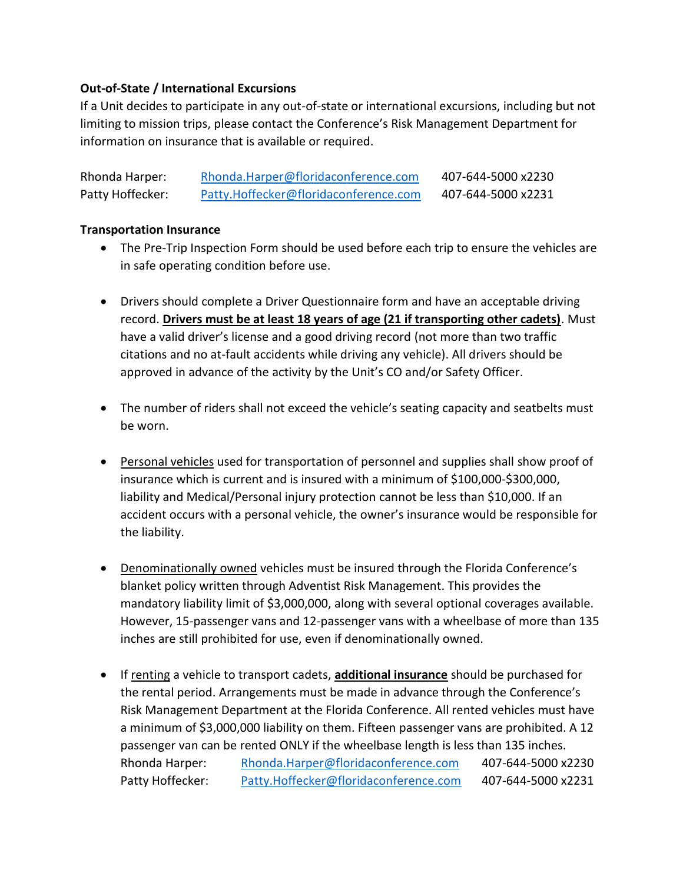**Out-of-State / International Excursions**

If a Unit decides to participate in any out-of-state or international excursions, including but not limiting to mission trips, please contact the Conference's Risk Management Department for information on insurance that is available or required.

| | | |
|---|---|---|
| Rhonda Harper: | Rhonda.Harper@floridaconference.com | 407-644-5000 x2230 |
| Patty Hoffecker: | Patty.Hoffecker@floridaconference.com | 407-644-5000 x2231 |

**Transportation Insurance**

- The Pre-Trip Inspection Form should be used before each trip to ensure the vehicles are in safe operating condition before use.

- Drivers should complete a Driver Questionnaire form and have an acceptable driving record. **<u>Drivers must be at least 18 years of age (21 if transporting other cadets)</u>**. Must have a valid driver's license and a good driving record (not more than two traffic citations and no at-fault accidents while driving any vehicle). All drivers should be approved in advance of the activity by the Unit's CO and/or Safety Officer.

- The number of riders shall not exceed the vehicle's seating capacity and seatbelts must be worn.

- <u>Personal vehicles</u> used for transportation of personnel and supplies shall show proof of insurance which is current and is insured with a minimum of $100,000-$300,000, liability and Medical/Personal injury protection cannot be less than $10,000. If an accident occurs with a personal vehicle, the owner's insurance would be responsible for the liability.

- <u>Denominationally owned</u> vehicles must be insured through the Florida Conference's blanket policy written through Adventist Risk Management. This provides the mandatory liability limit of $3,000,000, along with several optional coverages available. However, 15-passenger vans and 12-passenger vans with a wheelbase of more than 135 inches are still prohibited for use, even if denominationally owned.

- If <u>renting</u> a vehicle to transport cadets, **<u>additional insurance</u>** should be purchased for the rental period. Arrangements must be made in advance through the Conference's Risk Management Department at the Florida Conference. All rented vehicles must have a minimum of $3,000,000 liability on them. Fifteen passenger vans are prohibited. A 12 passenger van can be rented ONLY if the wheelbase length is less than 135 inches.

  | | | |
  |---|---|---|
  | Rhonda Harper: | Rhonda.Harper@floridaconference.com | 407-644-5000 x2230 |
  | Patty Hoffecker: | Patty.Hoffecker@floridaconference.com | 407-644-5000 x2231 |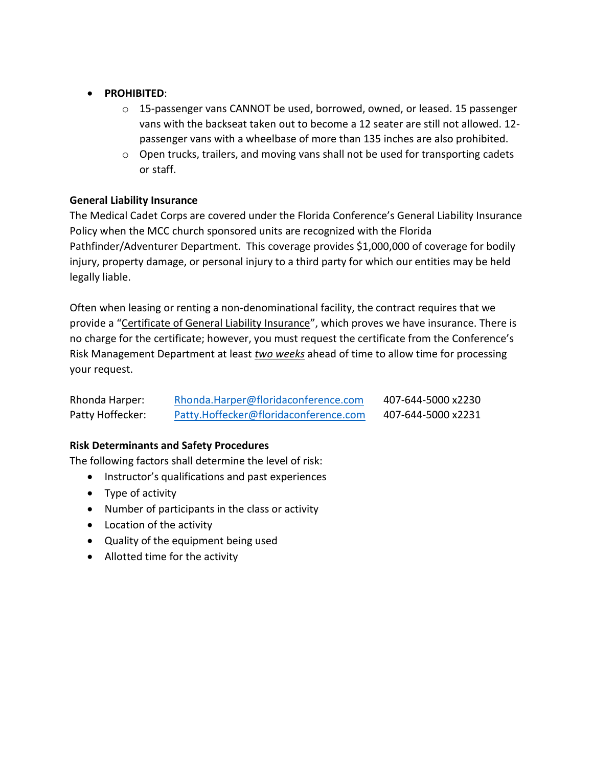- **PROHIBITED**:
  - 15-passenger vans CANNOT be used, borrowed, owned, or leased. 15 passenger vans with the backseat taken out to become a 12 seater are still not allowed. 12-passenger vans with a wheelbase of more than 135 inches are also prohibited.
  - Open trucks, trailers, and moving vans shall not be used for transporting cadets or staff.

**General Liability Insurance**

The Medical Cadet Corps are covered under the Florida Conference's General Liability Insurance Policy when the MCC church sponsored units are recognized with the Florida Pathfinder/Adventurer Department. This coverage provides $1,000,000 of coverage for bodily injury, property damage, or personal injury to a third party for which our entities may be held legally liable.

Often when leasing or renting a non-denominational facility, the contract requires that we provide a "Certificate of General Liability Insurance", which proves we have insurance. There is no charge for the certificate; however, you must request the certificate from the Conference's Risk Management Department at least ***two weeks*** ahead of time to allow time for processing your request.

| | | |
|---|---|---|
| Rhonda Harper: | Rhonda.Harper@floridaconference.com | 407-644-5000 x2230 |
| Patty Hoffecker: | Patty.Hoffecker@floridaconference.com | 407-644-5000 x2231 |

**Risk Determinants and Safety Procedures**

The following factors shall determine the level of risk:

- Instructor's qualifications and past experiences
- Type of activity
- Number of participants in the class or activity
- Location of the activity
- Quality of the equipment being used
- Allotted time for the activity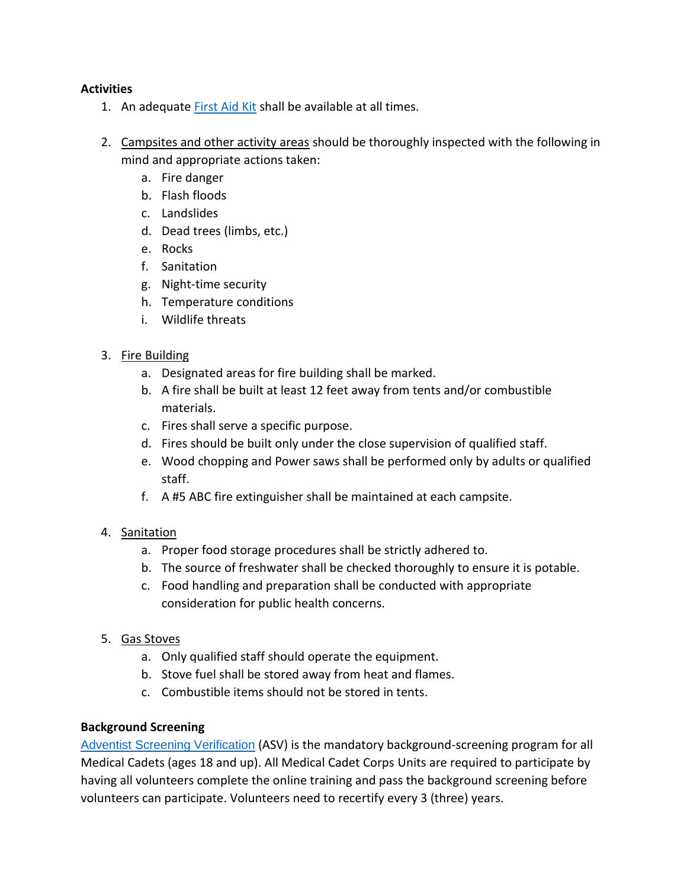**Activities**

1. An adequate First Aid Kit shall be available at all times.

2. Campsites and other activity areas should be thoroughly inspected with the following in mind and appropriate actions taken:
    a. Fire danger
    b. Flash floods
    c. Landslides
    d. Dead trees (limbs, etc.)
    e. Rocks
    f. Sanitation
    g. Night-time security
    h. Temperature conditions
    i. Wildlife threats

3. Fire Building
    a. Designated areas for fire building shall be marked.
    b. A fire shall be built at least 12 feet away from tents and/or combustible materials.
    c. Fires shall serve a specific purpose.
    d. Fires should be built only under the close supervision of qualified staff.
    e. Wood chopping and Power saws shall be performed only by adults or qualified staff.
    f. A #5 ABC fire extinguisher shall be maintained at each campsite.

4. Sanitation
    a. Proper food storage procedures shall be strictly adhered to.
    b. The source of freshwater shall be checked thoroughly to ensure it is potable.
    c. Food handling and preparation shall be conducted with appropriate consideration for public health concerns.

5. Gas Stoves
    a. Only qualified staff should operate the equipment.
    b. Stove fuel shall be stored away from heat and flames.
    c. Combustible items should not be stored in tents.

**Background Screening**

Adventist Screening Verification (ASV) is the mandatory background-screening program for all Medical Cadets (ages 18 and up). All Medical Cadet Corps Units are required to participate by having all volunteers complete the online training and pass the background screening before volunteers can participate. Volunteers need to recertify every 3 (three) years.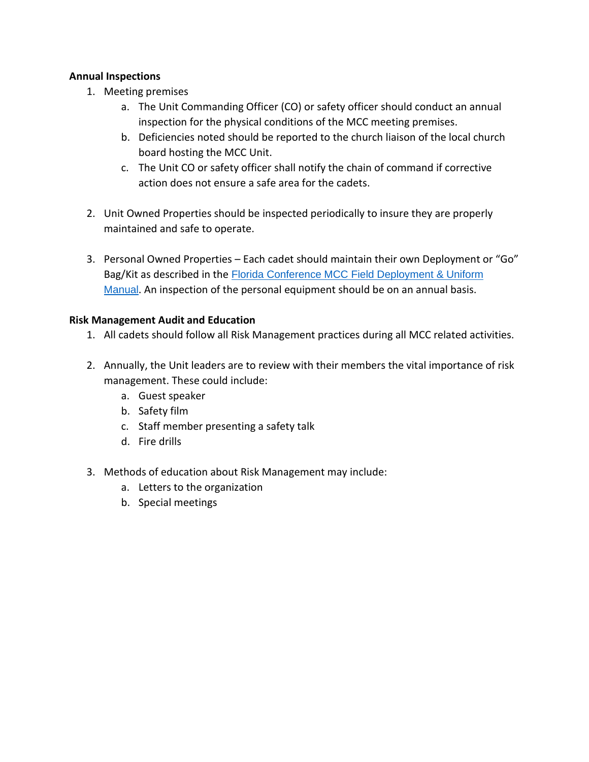**Annual Inspections**

1. Meeting premises
   a. The Unit Commanding Officer (CO) or safety officer should conduct an annual inspection for the physical conditions of the MCC meeting premises.
   b. Deficiencies noted should be reported to the church liaison of the local church board hosting the MCC Unit.
   c. The Unit CO or safety officer shall notify the chain of command if corrective action does not ensure a safe area for the cadets.

2. Unit Owned Properties should be inspected periodically to insure they are properly maintained and safe to operate.

3. Personal Owned Properties – Each cadet should maintain their own Deployment or "Go" Bag/Kit as described in the Florida Conference MCC Field Deployment & Uniform Manual. An inspection of the personal equipment should be on an annual basis.

**Risk Management Audit and Education**

1. All cadets should follow all Risk Management practices during all MCC related activities.

2. Annually, the Unit leaders are to review with their members the vital importance of risk management. These could include:
   a. Guest speaker
   b. Safety film
   c. Staff member presenting a safety talk
   d. Fire drills

3. Methods of education about Risk Management may include:
   a. Letters to the organization
   b. Special meetings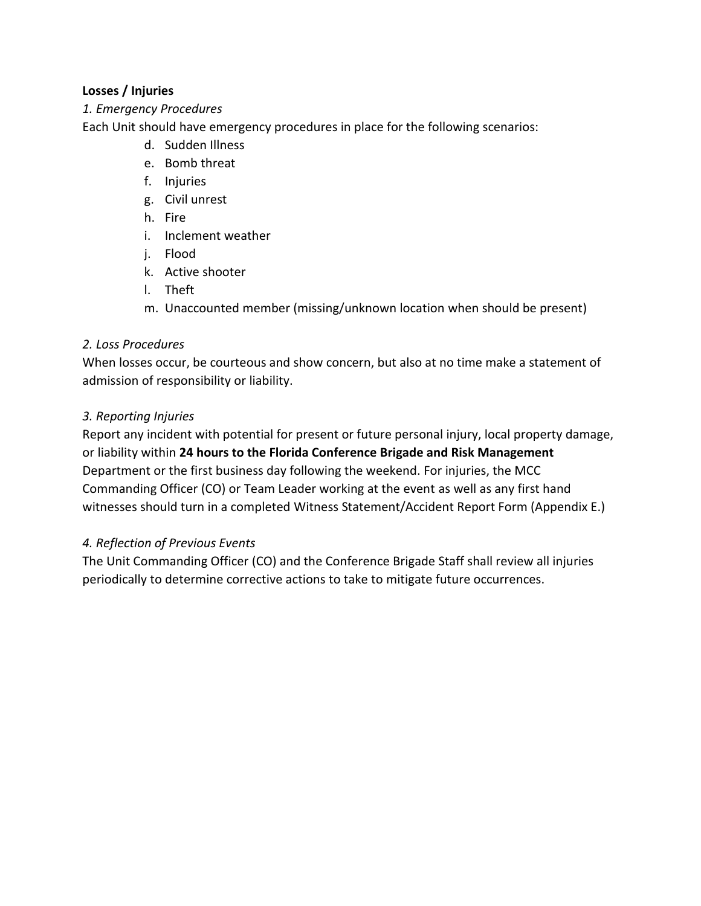**Losses / Injuries**

*1. Emergency Procedures*

Each Unit should have emergency procedures in place for the following scenarios:

d. Sudden Illness
e. Bomb threat
f. Injuries
g. Civil unrest
h. Fire
i. Inclement weather
j. Flood
k. Active shooter
l. Theft
m. Unaccounted member (missing/unknown location when should be present)

*2. Loss Procedures*

When losses occur, be courteous and show concern, but also at no time make a statement of admission of responsibility or liability.

*3. Reporting Injuries*

Report any incident with potential for present or future personal injury, local property damage, or liability within **24 hours to the Florida Conference Brigade and Risk Management** Department or the first business day following the weekend. For injuries, the MCC Commanding Officer (CO) or Team Leader working at the event as well as any first hand witnesses should turn in a completed Witness Statement/Accident Report Form (Appendix E.)

*4. Reflection of Previous Events*

The Unit Commanding Officer (CO) and the Conference Brigade Staff shall review all injuries periodically to determine corrective actions to take to mitigate future occurrences.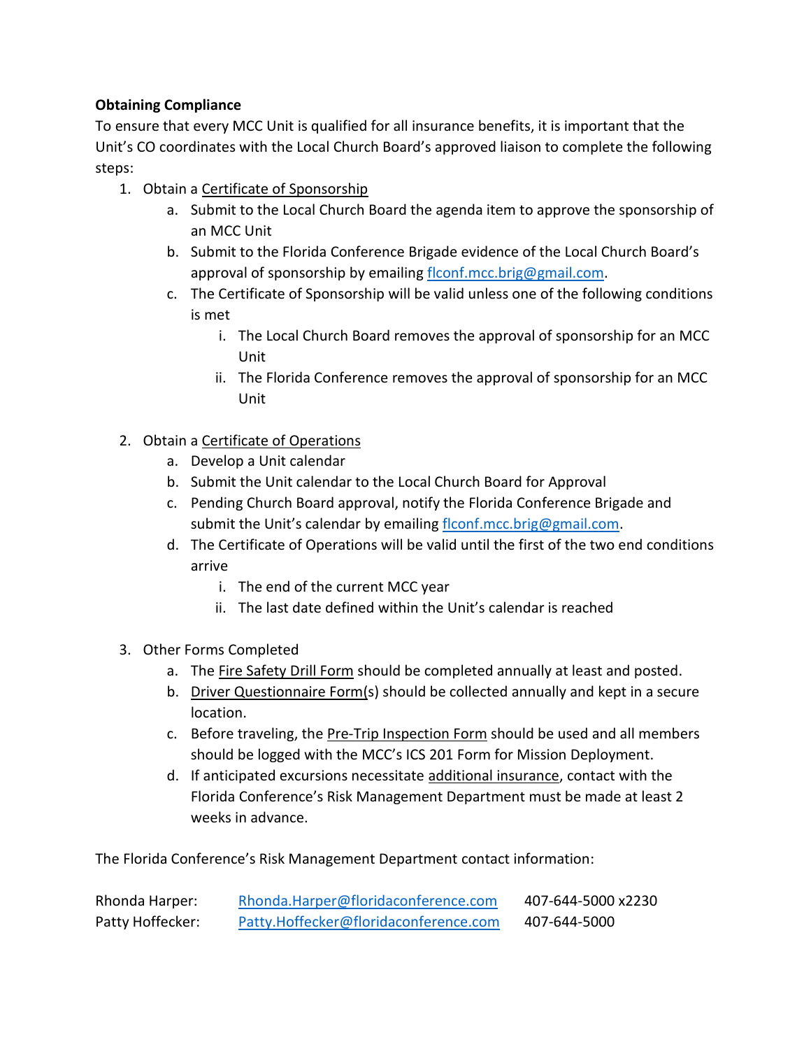**Obtaining Compliance**

To ensure that every MCC Unit is qualified for all insurance benefits, it is important that the Unit's CO coordinates with the Local Church Board's approved liaison to complete the following steps:

1. Obtain a Certificate of Sponsorship
    a. Submit to the Local Church Board the agenda item to approve the sponsorship of an MCC Unit
    b. Submit to the Florida Conference Brigade evidence of the Local Church Board's approval of sponsorship by emailing flconf.mcc.brig@gmail.com.
    c. The Certificate of Sponsorship will be valid unless one of the following conditions is met
        i. The Local Church Board removes the approval of sponsorship for an MCC Unit
        ii. The Florida Conference removes the approval of sponsorship for an MCC Unit

2. Obtain a Certificate of Operations
    a. Develop a Unit calendar
    b. Submit the Unit calendar to the Local Church Board for Approval
    c. Pending Church Board approval, notify the Florida Conference Brigade and submit the Unit's calendar by emailing flconf.mcc.brig@gmail.com.
    d. The Certificate of Operations will be valid until the first of the two end conditions arrive
        i. The end of the current MCC year
        ii. The last date defined within the Unit's calendar is reached

3. Other Forms Completed
    a. The Fire Safety Drill Form should be completed annually at least and posted.
    b. Driver Questionnaire Form(s) should be collected annually and kept in a secure location.
    c. Before traveling, the Pre-Trip Inspection Form should be used and all members should be logged with the MCC's ICS 201 Form for Mission Deployment.
    d. If anticipated excursions necessitate additional insurance, contact with the Florida Conference's Risk Management Department must be made at least 2 weeks in advance.

The Florida Conference's Risk Management Department contact information:

| | | |
|---|---|---|
| Rhonda Harper: | Rhonda.Harper@floridaconference.com | 407-644-5000 x2230 |
| Patty Hoffecker: | Patty.Hoffecker@floridaconference.com | 407-644-5000 |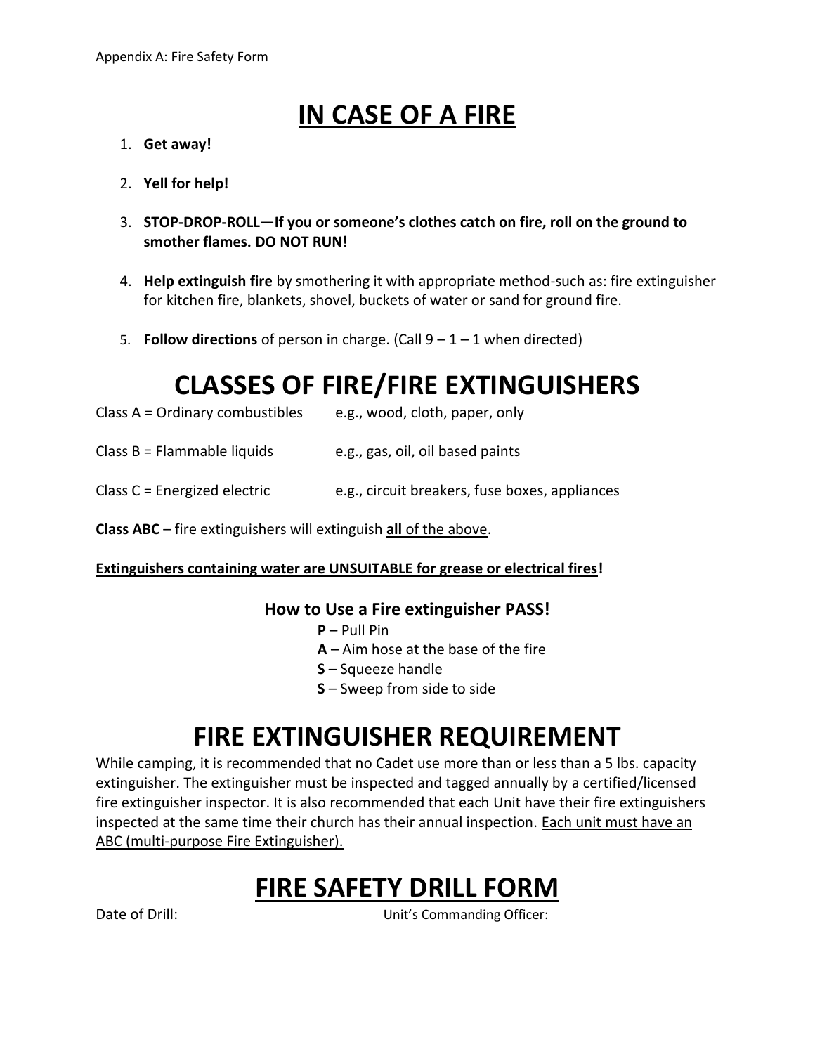Appendix A: Fire Safety Form

# IN CASE OF A FIRE

1. **Get away!**

2. **Yell for help!**

3. **STOP-DROP-ROLL—If you or someone's clothes catch on fire, roll on the ground to smother flames. DO NOT RUN!**

4. **Help extinguish fire** by smothering it with appropriate method-such as: fire extinguisher for kitchen fire, blankets, shovel, buckets of water or sand for ground fire.

5. **Follow directions** of person in charge. (Call 9 – 1 – 1 when directed)

# CLASSES OF FIRE/FIRE EXTINGUISHERS

Class A = Ordinary combustibles    e.g., wood, cloth, paper, only

Class B = Flammable liquids    e.g., gas, oil, oil based paints

Class C = Energized electric    e.g., circuit breakers, fuse boxes, appliances

**Class ABC** – fire extinguishers will extinguish <u>**all** of the above</u>.

**<u>Extinguishers containing water are UNSUITABLE for grease or electrical fires</u>!**

### How to Use a Fire extinguisher PASS!

**P** – Pull Pin
**A** – Aim hose at the base of the fire
**S** – Squeeze handle
**S** – Sweep from side to side

# FIRE EXTINGUISHER REQUIREMENT

While camping, it is recommended that no Cadet use more than or less than a 5 lbs. capacity extinguisher. The extinguisher must be inspected and tagged annually by a certified/licensed fire extinguisher inspector. It is also recommended that each Unit have their fire extinguishers inspected at the same time their church has their annual inspection. <u>Each unit must have an ABC (multi-purpose Fire Extinguisher).</u>

# FIRE SAFETY DRILL FORM

Date of Drill:    Unit's Commanding Officer: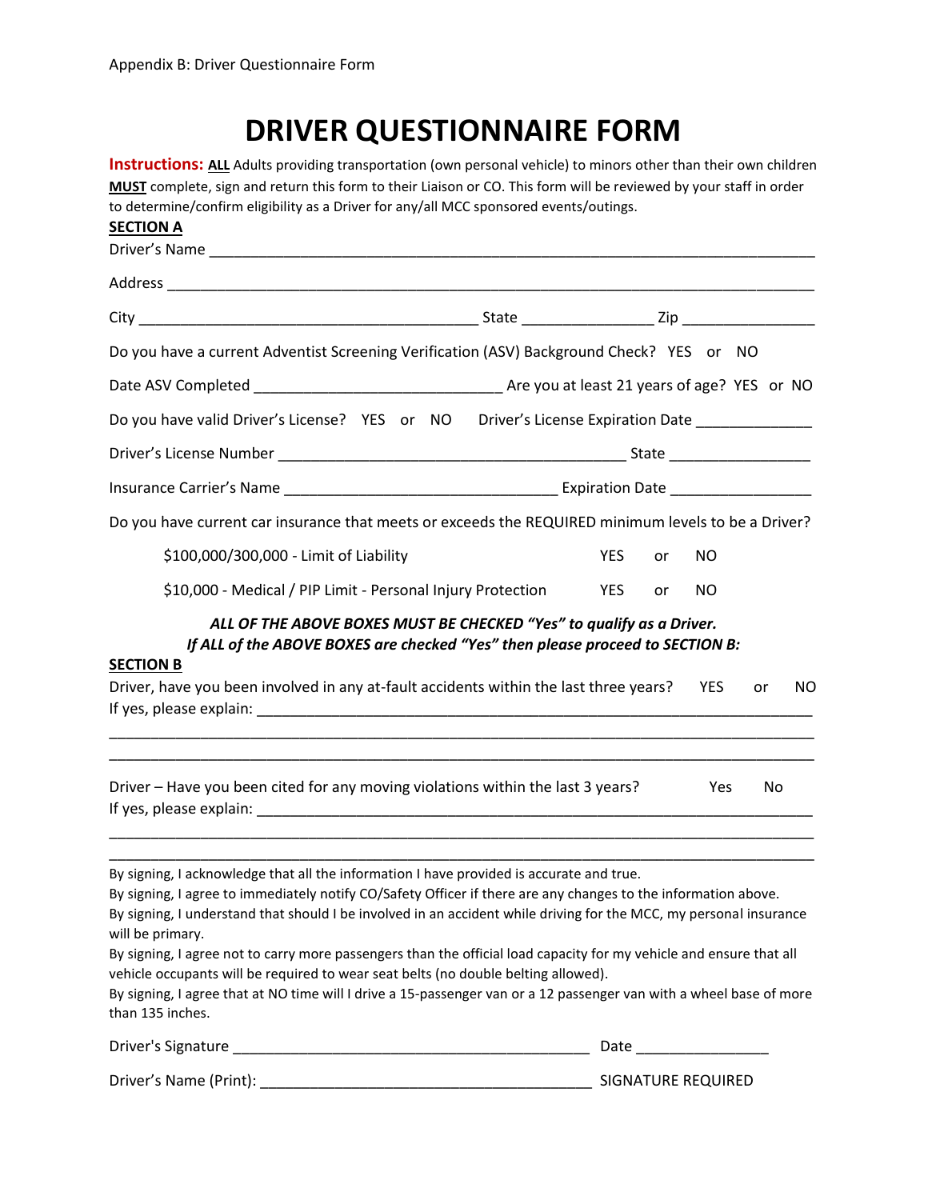Appendix B: Driver Questionnaire Form

# DRIVER QUESTIONNAIRE FORM

**Instructions:** **ALL** Adults providing transportation (own personal vehicle) to minors other than their own children **MUST** complete, sign and return this form to their Liaison or CO. This form will be reviewed by your staff in order to determine/confirm eligibility as a Driver for any/all MCC sponsored events/outings.

**SECTION A**

Driver's Name ____________________________________________________________

Address ____________________________________________________________

City ________________________________ State ____________ Zip ____________

Do you have a current Adventist Screening Verification (ASV) Background Check? YES or NO

Date ASV Completed ________________________ Are you at least 21 years of age? YES or NO

Do you have valid Driver's License? YES or NO Driver's License Expiration Date ____________

Driver's License Number ________________________________ State ______________

Insurance Carrier's Name ________________________ Expiration Date ______________

Do you have current car insurance that meets or exceeds the REQUIRED minimum levels to be a Driver?

$100,000/300,000 - Limit of Liability YES or NO

$10,000 - Medical / PIP Limit - Personal Injury Protection YES or NO

***ALL OF THE ABOVE BOXES MUST BE CHECKED "Yes" to qualify as a Driver.***
***If ALL of the ABOVE BOXES are checked "Yes" then please proceed to SECTION B:***

**SECTION B**

Driver, have you been involved in any at-fault accidents within the last three years? YES or NO

If yes, please explain: ____________________________________________________________

____________________________________________________________

____________________________________________________________

Driver – Have you been cited for any moving violations within the last 3 years? Yes No

If yes, please explain: ____________________________________________________________

____________________________________________________________

____________________________________________________________

By signing, I acknowledge that all the information I have provided is accurate and true.
By signing, I agree to immediately notify CO/Safety Officer if there are any changes to the information above.
By signing, I understand that should I be involved in an accident while driving for the MCC, my personal insurance will be primary.
By signing, I agree not to carry more passengers than the official load capacity for my vehicle and ensure that all vehicle occupants will be required to wear seat belts (no double belting allowed).
By signing, I agree that at NO time will I drive a 15-passenger van or a 12 passenger van with a wheel base of more than 135 inches.

Driver's Signature ________________________________ Date ____________

Driver's Name (Print): ________________________________ SIGNATURE REQUIRED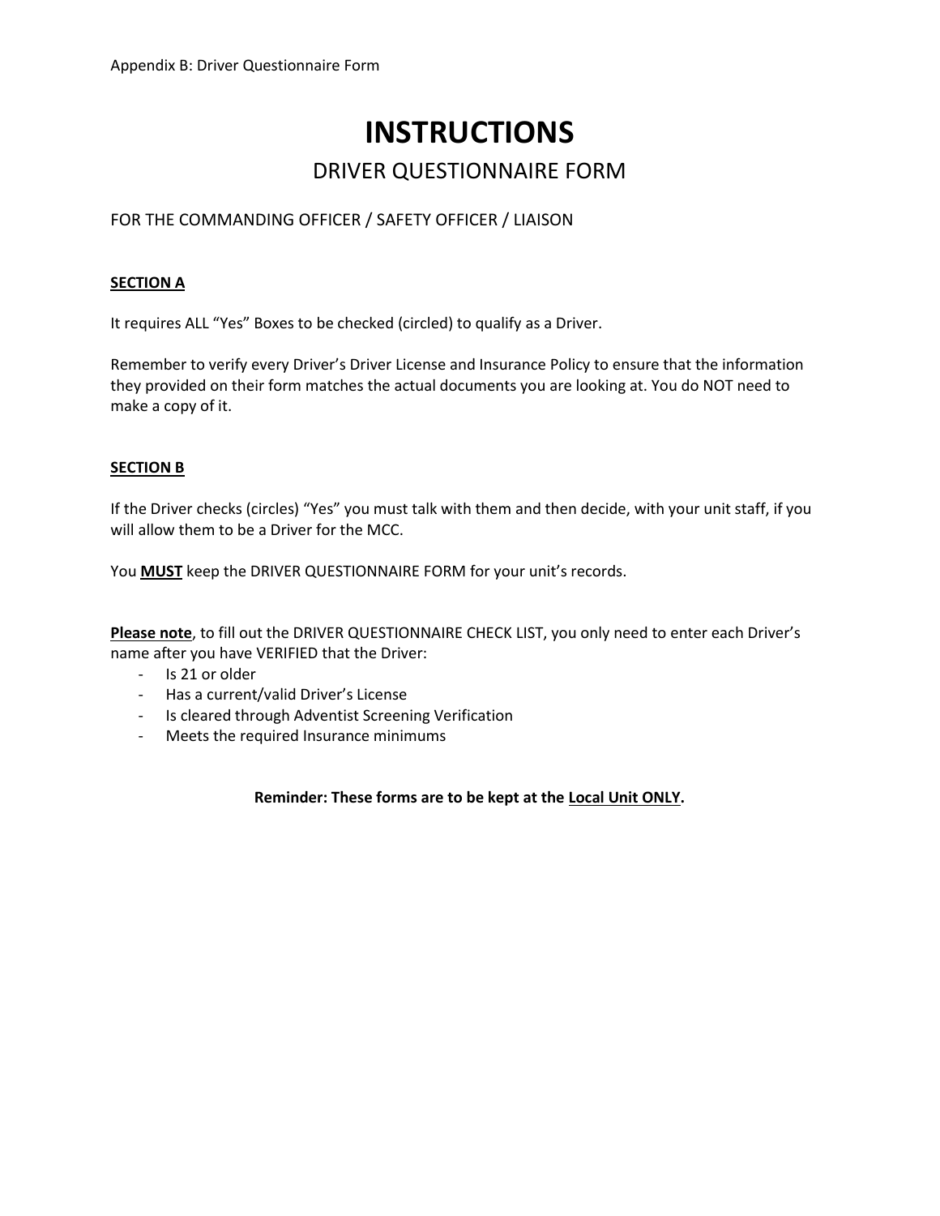Appendix B: Driver Questionnaire Form

# INSTRUCTIONS

## DRIVER QUESTIONNAIRE FORM

FOR THE COMMANDING OFFICER / SAFETY OFFICER / LIAISON

**SECTION A**

It requires ALL "Yes" Boxes to be checked (circled) to qualify as a Driver.

Remember to verify every Driver's Driver License and Insurance Policy to ensure that the information they provided on their form matches the actual documents you are looking at. You do NOT need to make a copy of it.

**SECTION B**

If the Driver checks (circles) "Yes" you must talk with them and then decide, with your unit staff, if you will allow them to be a Driver for the MCC.

You **MUST** keep the DRIVER QUESTIONNAIRE FORM for your unit's records.

**Please note**, to fill out the DRIVER QUESTIONNAIRE CHECK LIST, you only need to enter each Driver's name after you have VERIFIED that the Driver:

- Is 21 or older
- Has a current/valid Driver's License
- Is cleared through Adventist Screening Verification
- Meets the required Insurance minimums

**Reminder: These forms are to be kept at the Local Unit ONLY.**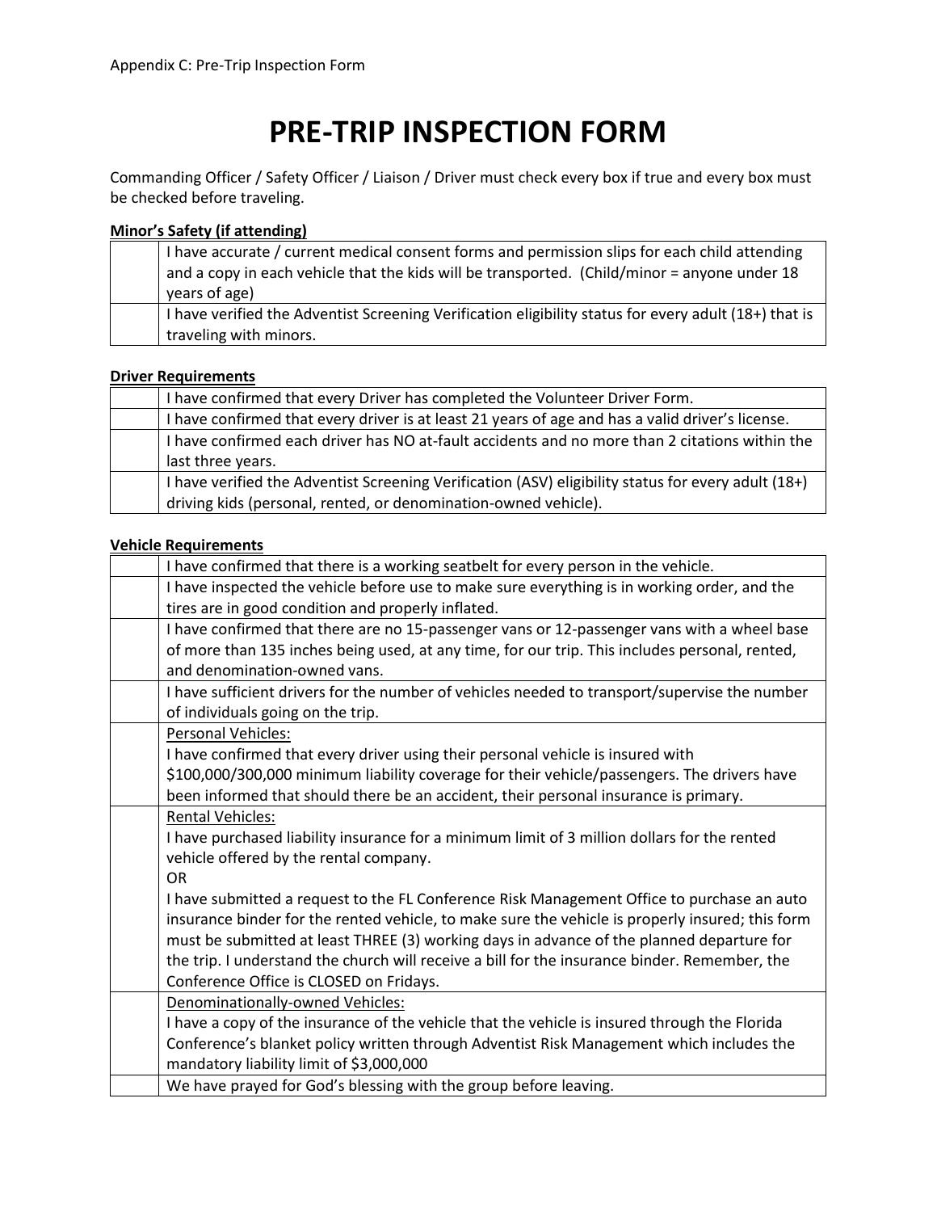Appendix C: Pre-Trip Inspection Form

# PRE-TRIP INSPECTION FORM

Commanding Officer / Safety Officer / Liaison / Driver must check every box if true and every box must be checked before traveling.

**Minor's Safety (if attending)**

| | |
|---|---|
| | I have accurate / current medical consent forms and permission slips for each child attending and a copy in each vehicle that the kids will be transported. (Child/minor = anyone under 18 years of age) |
| | I have verified the Adventist Screening Verification eligibility status for every adult (18+) that is traveling with minors. |

**Driver Requirements**

| | |
|---|---|
| | I have confirmed that every Driver has completed the Volunteer Driver Form. |
| | I have confirmed that every driver is at least 21 years of age and has a valid driver's license. |
| | I have confirmed each driver has NO at-fault accidents and no more than 2 citations within the last three years. |
| | I have verified the Adventist Screening Verification (ASV) eligibility status for every adult (18+) driving kids (personal, rented, or denomination-owned vehicle). |

**Vehicle Requirements**

| | |
|---|---|
| | I have confirmed that there is a working seatbelt for every person in the vehicle. |
| | I have inspected the vehicle before use to make sure everything is in working order, and the tires are in good condition and properly inflated. |
| | I have confirmed that there are no 15-passenger vans or 12-passenger vans with a wheel base of more than 135 inches being used, at any time, for our trip. This includes personal, rented, and denomination-owned vans. |
| | I have sufficient drivers for the number of vehicles needed to transport/supervise the number of individuals going on the trip. |
| | Personal Vehicles:<br>I have confirmed that every driver using their personal vehicle is insured with \$100,000/300,000 minimum liability coverage for their vehicle/passengers. The drivers have been informed that should there be an accident, their personal insurance is primary. |
| | Rental Vehicles:<br>I have purchased liability insurance for a minimum limit of 3 million dollars for the rented vehicle offered by the rental company.<br>OR<br>I have submitted a request to the FL Conference Risk Management Office to purchase an auto insurance binder for the rented vehicle, to make sure the vehicle is properly insured; this form must be submitted at least THREE (3) working days in advance of the planned departure for the trip. I understand the church will receive a bill for the insurance binder. Remember, the Conference Office is CLOSED on Fridays. |
| | Denominationally-owned Vehicles:<br>I have a copy of the insurance of the vehicle that the vehicle is insured through the Florida Conference's blanket policy written through Adventist Risk Management which includes the mandatory liability limit of \$3,000,000 |
| | We have prayed for God's blessing with the group before leaving. |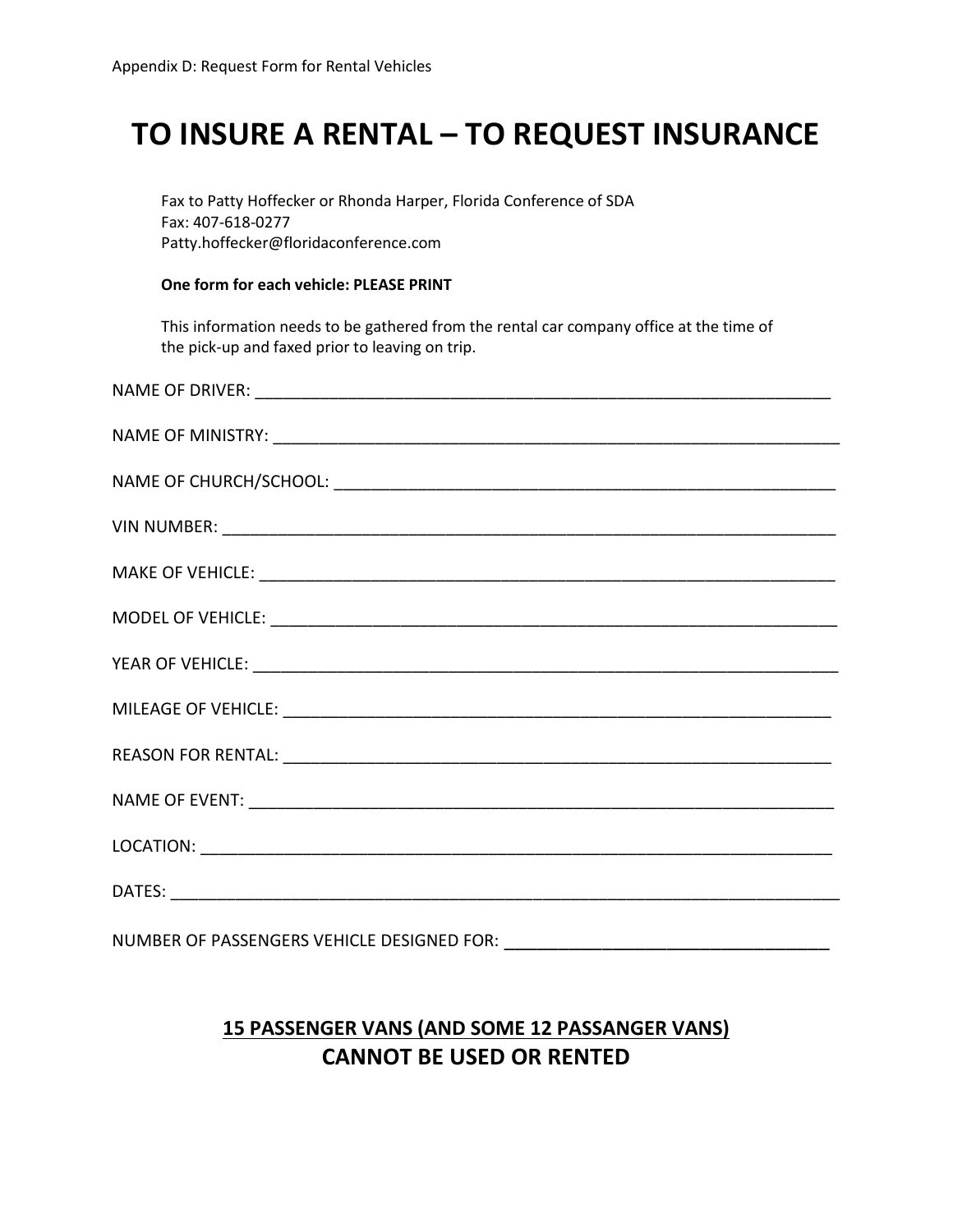Appendix D: Request Form for Rental Vehicles

# TO INSURE A RENTAL – TO REQUEST INSURANCE

Fax to Patty Hoffecker or Rhonda Harper, Florida Conference of SDA
Fax: 407-618-0277
Patty.hoffecker@floridaconference.com

**One form for each vehicle: PLEASE PRINT**

This information needs to be gathered from the rental car company office at the time of the pick-up and faxed prior to leaving on trip.

NAME OF DRIVER: ______________________________________________________________

NAME OF MINISTRY: ____________________________________________________________

NAME OF CHURCH/SCHOOL: _______________________________________________________

VIN NUMBER: _________________________________________________________________

MAKE OF VEHICLE: _____________________________________________________________

MODEL OF VEHICLE: ____________________________________________________________

YEAR OF VEHICLE: ______________________________________________________________

MILEAGE OF VEHICLE: ___________________________________________________________

REASON FOR RENTAL: ___________________________________________________________

NAME OF EVENT: _______________________________________________________________

LOCATION: ____________________________________________________________________

DATES: _______________________________________________________________________

NUMBER OF PASSENGERS VEHICLE DESIGNED FOR: __________________________________

**<u>15 PASSENGER VANS (AND SOME 12 PASSANGER VANS)</u>**
**CANNOT BE USED OR RENTED**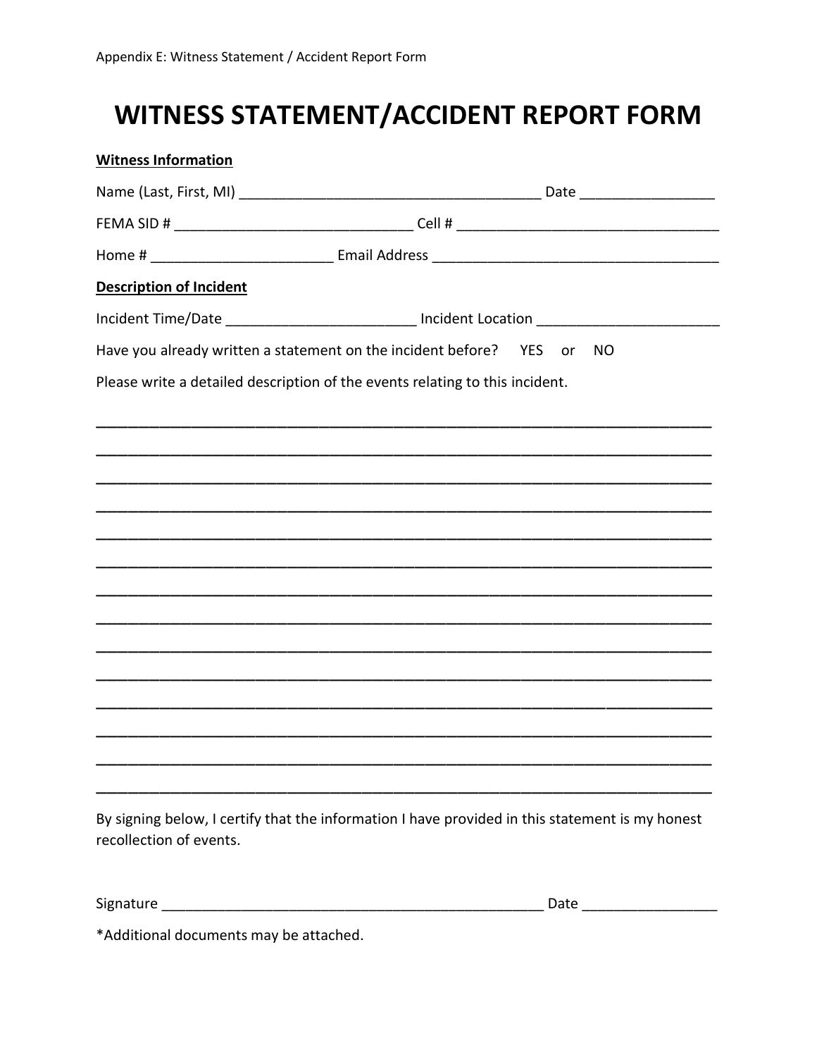Appendix E: Witness Statement / Accident Report Form

# WITNESS STATEMENT/ACCIDENT REPORT FORM

**Witness Information**

Name (Last, First, MI) ______________________________________ Date ________________

FEMA SID # ______________________________ Cell # ________________________________

Home # _______________________ Email Address ___________________________________

**Description of Incident**

Incident Time/Date _______________________ Incident Location ______________________

Have you already written a statement on the incident before? YES or NO

Please write a detailed description of the events relating to this incident.

____________________________________________________________________________

____________________________________________________________________________

____________________________________________________________________________

____________________________________________________________________________

____________________________________________________________________________

____________________________________________________________________________

____________________________________________________________________________

____________________________________________________________________________

____________________________________________________________________________

____________________________________________________________________________

____________________________________________________________________________

____________________________________________________________________________

____________________________________________________________________________

____________________________________________________________________________

By signing below, I certify that the information I have provided in this statement is my honest recollection of events.

Signature _________________________________________________ Date ________________

*Additional documents may be attached.